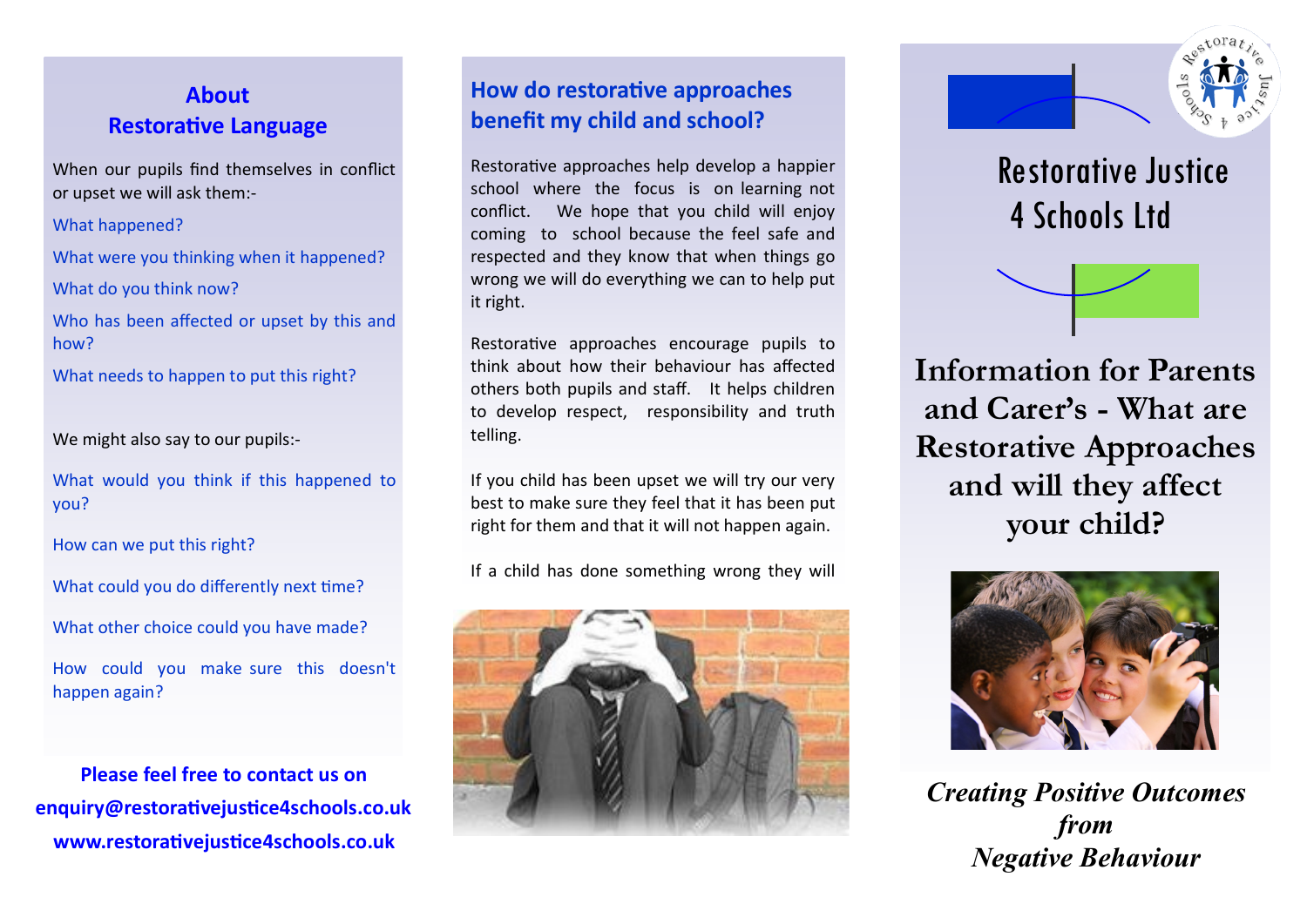## About Restorative Language

When our pupils find themselves in conflict or upset we will ask them:-

What happened?

What were you thinking when it happened?

What do you think now?

Who has been affected or upset by this and how?

What needs to happen to put this right?

We might also say to our pupils:-

What would you think if this happened to you?

How can we put this right?

What could you do differently next time?

What other choice could you have made?

How could you make sure this doesn't happen again?

**Please feel free to contact us on**
**enquiry@restorativejustice4schools.co.uk**
**www.restorativejustice4schools.co.uk**

## How do restorative approaches benefit my child and school?

Restorative approaches help develop a happier school where the focus is on learning not conflict. We hope that you child will enjoy coming to school because the feel safe and respected and they know that when things go wrong we will do everything we can to help put it right.

Restorative approaches encourage pupils to think about how their behaviour has affected others both pupils and staff. It helps children to develop respect, responsibility and truth telling.

If you child has been upset we will try our very best to make sure they feel that it has been put right for them and that it will not happen again.

If a child has done something wrong they will

# Restorative Justice 4 Schools Ltd

## Information for Parents and Carer's - What are Restorative Approaches and will they affect your child?

***Creating Positive Outcomes from Negative Behaviour***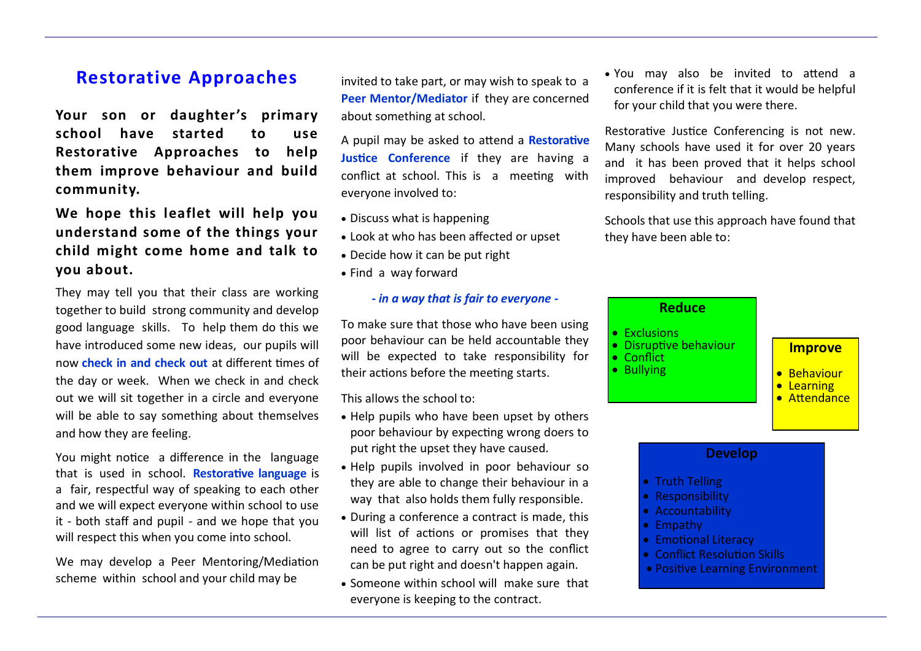## Restorative Approaches

**Your son or daughter's primary school have started to use Restorative Approaches to help them improve behaviour and build community.**

**We hope this leaflet will help you understand some of the things your child might come home and talk to you about.**

They may tell you that their class are working together to build strong community and develop good language skills. To help them do this we have introduced some new ideas, our pupils will now **check in and check out** at different times of the day or week. When we check in and check out we will sit together in a circle and everyone will be able to say something about themselves and how they are feeling.

You might notice a difference in the language that is used in school. **Restorative language** is a fair, respectful way of speaking to each other and we will expect everyone within school to use it - both staff and pupil - and we hope that you will respect this when you come into school.

We may develop a Peer Mentoring/Mediation scheme within school and your child may be invited to take part, or may wish to speak to a **Peer Mentor/Mediator** if they are concerned about something at school.

A pupil may be asked to attend a **Restorative Justice Conference** if they are having a conflict at school. This is a meeting with everyone involved to:

- Discuss what is happening
- Look at who has been affected or upset
- Decide how it can be put right
- Find a way forward

***- in a way that is fair to everyone -***

To make sure that those who have been using poor behaviour can be held accountable they will be expected to take responsibility for their actions before the meeting starts.

This allows the school to:

- Help pupils who have been upset by others poor behaviour by expecting wrong doers to put right the upset they have caused.
- Help pupils involved in poor behaviour so they are able to change their behaviour in a way that also holds them fully responsible.
- During a conference a contract is made, this will list of actions or promises that they need to agree to carry out so the conflict can be put right and doesn't happen again.
- Someone within school will make sure that everyone is keeping to the contract.
- You may also be invited to attend a conference if it is felt that it would be helpful for your child that you were there.

Restorative Justice Conferencing is not new. Many schools have used it for over 20 years and it has been proved that it helps school improved behaviour and develop respect, responsibility and truth telling.

Schools that use this approach have found that they have been able to:

**Reduce**

- Exclusions
- Disruptive behaviour
- Conflict
- Bullying

**Improve**

- Behaviour
- Learning
- Attendance

**Develop**

- Truth Telling
- Responsibility
- Accountability
- Empathy
- Emotional Literacy
- Conflict Resolution Skills
- Positive Learning Environment